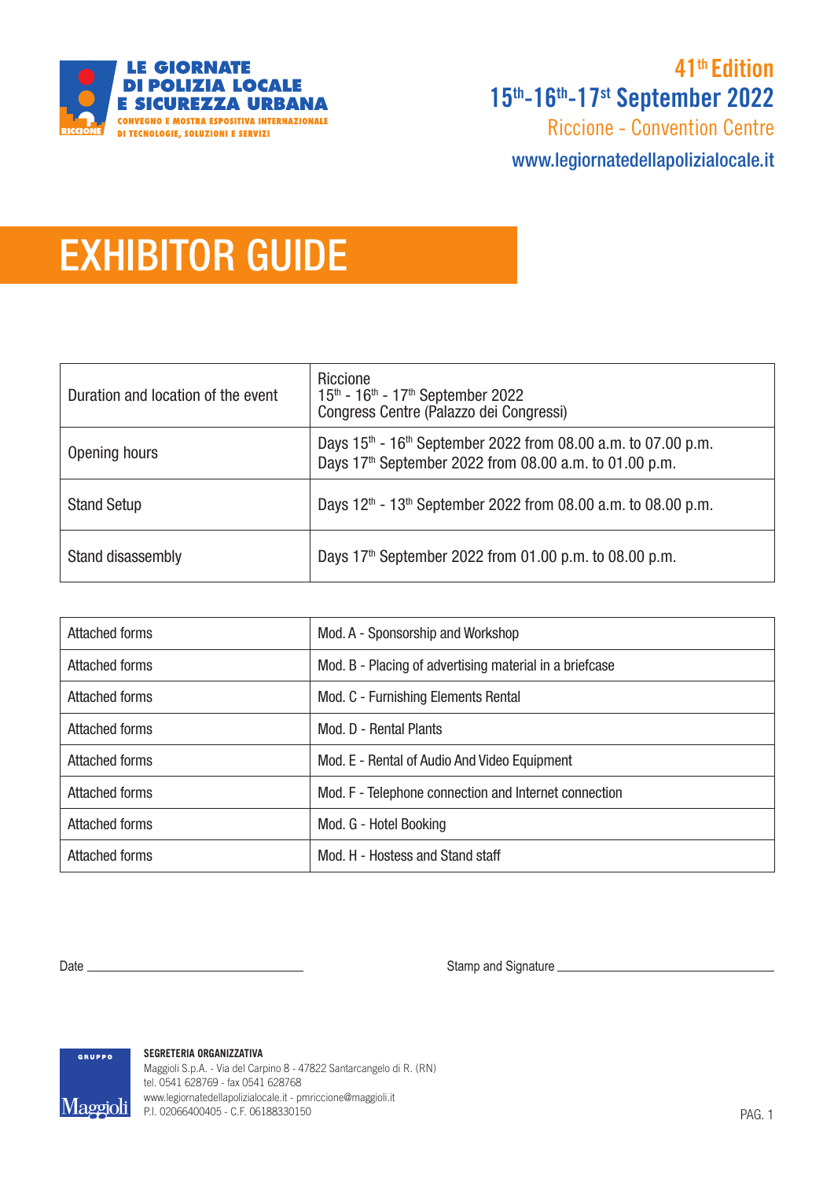LE GIORNATE DI POLIZIA LOCALE E SICUREZZA URBANA

CONVEGNO E MOSTRA ESPOSITIVA INTERNAZIONALE DI TECNOLOGIE, SOLUZIONI E SERVIZI

**41th Edition**

**15th-16th-17st September 2022**

Riccione - Convention Centre

www.legiornatedellapolizialocale.it

# EXHIBITOR GUIDE

| | |
|---|---|
| Duration and location of the event | Riccione<br>15th - 16th - 17th September 2022<br>Congress Centre (Palazzo dei Congressi) |
| Opening hours | Days 15th - 16th September 2022 from 08.00 a.m. to 07.00 p.m.<br>Days 17th September 2022 from 08.00 a.m. to 01.00 p.m. |
| Stand Setup | Days 12th - 13th September 2022 from 08.00 a.m. to 08.00 p.m. |
| Stand disassembly | Days 17th September 2022 from 01.00 p.m. to 08.00 p.m. |

| | |
|---|---|
| Attached forms | Mod. A - Sponsorship and Workshop |
| Attached forms | Mod. B - Placing of advertising material in a briefcase |
| Attached forms | Mod. C - Furnishing Elements Rental |
| Attached forms | Mod. D - Rental Plants |
| Attached forms | Mod. E - Rental of Audio And Video Equipment |
| Attached forms | Mod. F - Telephone connection and Internet connection |
| Attached forms | Mod. G - Hotel Booking |
| Attached forms | Mod. H - Hostess and Stand staff |

Date ______________________________ Stamp and Signature ______________________________

**SEGRETERIA ORGANIZZATIVA**
Maggioli S.p.A. - Via del Carpino 8 - 47822 Santarcangelo di R. (RN)
tel. 0541 628769 - fax 0541 628768
www.legiornatedellapolizialocale.it - pmriccione@maggioli.it
P.I. 02066400405 - C.F. 06188330150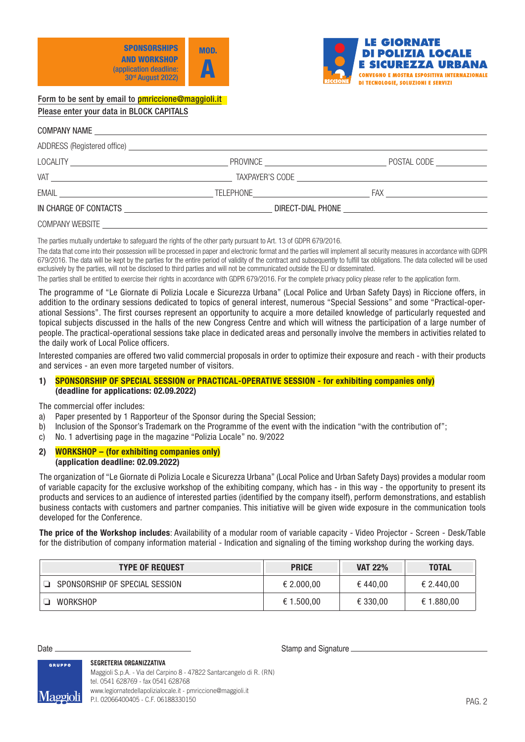**SPONSORSHIPS AND WORKSHOP** (application deadline: 30rd August 2022)

**MOD. A**

**LE GIORNATE DI POLIZIA LOCALE E SICUREZZA URBANA**
CONVEGNO E MOSTRA ESPOSITIVA INTERNAZIONALE DI TECNOLOGIE, SOLUZIONI E SERVIZI

Form to be sent by email to pmriccione@maggioli.it
Please enter your data in BLOCK CAPITALS

COMPANY NAME ______________________________

ADDRESS (Registered office) ______________________________

LOCALITY ______________ PROVINCE ______________ POSTAL CODE ______________

VAT ______________ TAXPAYER'S CODE ______________

EMAIL ______________ TELEPHONE ______________ FAX ______________

IN CHARGE OF CONTACTS ______________ DIRECT-DIAL PHONE ______________

COMPANY WEBSITE ______________________________

The parties mutually undertake to safeguard the rights of the other party pursuant to Art. 13 of GDPR 679/2016.

The data that come into their possession will be processed in paper and electronic format and the parties will implement all security measures in accordance with GDPR 679/2016. The data will be kept by the parties for the entire period of validity of the contract and subsequently to fulfill tax obligations. The data collected will be used exclusively by the parties, will not be disclosed to third parties and will not be communicated outside the EU or disseminated.

The parties shall be entitled to exercise their rights in accordance with GDPR 679/2016. For the complete privacy policy please refer to the application form.

The programme of "Le Giornate di Polizia Locale e Sicurezza Urbana" (Local Police and Urban Safety Days) in Riccione offers, in addition to the ordinary sessions dedicated to topics of general interest, numerous "Special Sessions" and some "Practical-operational Sessions". The first courses represent an opportunity to acquire a more detailed knowledge of particularly requested and topical subjects discussed in the halls of the new Congress Centre and which will witness the participation of a large number of people. The practical-operational sessions take place in dedicated areas and personally involve the members in activities related to the daily work of Local Police officers.

Interested companies are offered two valid commercial proposals in order to optimize their exposure and reach - with their products and services - an even more targeted number of visitors.

**1) SPONSORSHIP OF SPECIAL SESSION or PRACTICAL-OPERATIVE SESSION - for exhibiting companies only)**
**(deadline for applications: 02.09.2022)**

The commercial offer includes:

a) Paper presented by 1 Rapporteur of the Sponsor during the Special Session;
b) Inclusion of the Sponsor's Trademark on the Programme of the event with the indication "with the contribution of";
c) No. 1 advertising page in the magazine "Polizia Locale" no. 9/2022

**2) WORKSHOP – (for exhibiting companies only)**
**(application deadline: 02.09.2022)**

The organization of "Le Giornate di Polizia Locale e Sicurezza Urbana" (Local Police and Urban Safety Days) provides a modular room of variable capacity for the exclusive workshop of the exhibiting company, which has - in this way - the opportunity to present its products and services to an audience of interested parties (identified by the company itself), perform demonstrations, and establish business contacts with customers and partner companies. This initiative will be given wide exposure in the communication tools developed for the Conference.

**The price of the Workshop includes**: Availability of a modular room of variable capacity - Video Projector - Screen - Desk/Table for the distribution of company information material - Indication and signaling of the timing workshop during the working days.

| TYPE OF REQUEST | PRICE | VAT 22% | TOTAL |
|---|---|---|---|
| ❏ SPONSORSHIP OF SPECIAL SESSION | € 2.000,00 | € 440,00 | € 2.440,00 |
| ❏ WORKSHOP | € 1.500,00 | € 330,00 | € 1.880,00 |

Date ______________ Stamp and Signature ______________

**SEGRETERIA ORGANIZZATIVA**
Maggioli S.p.A. - Via del Carpino 8 - 47822 Santarcangelo di R. (RN)
tel. 0541 628769 - fax 0541 628768
www.legiornatedellapolizialocale.it - pmriccione@maggioli.it
P.I. 02066400405 - C.F. 06188330150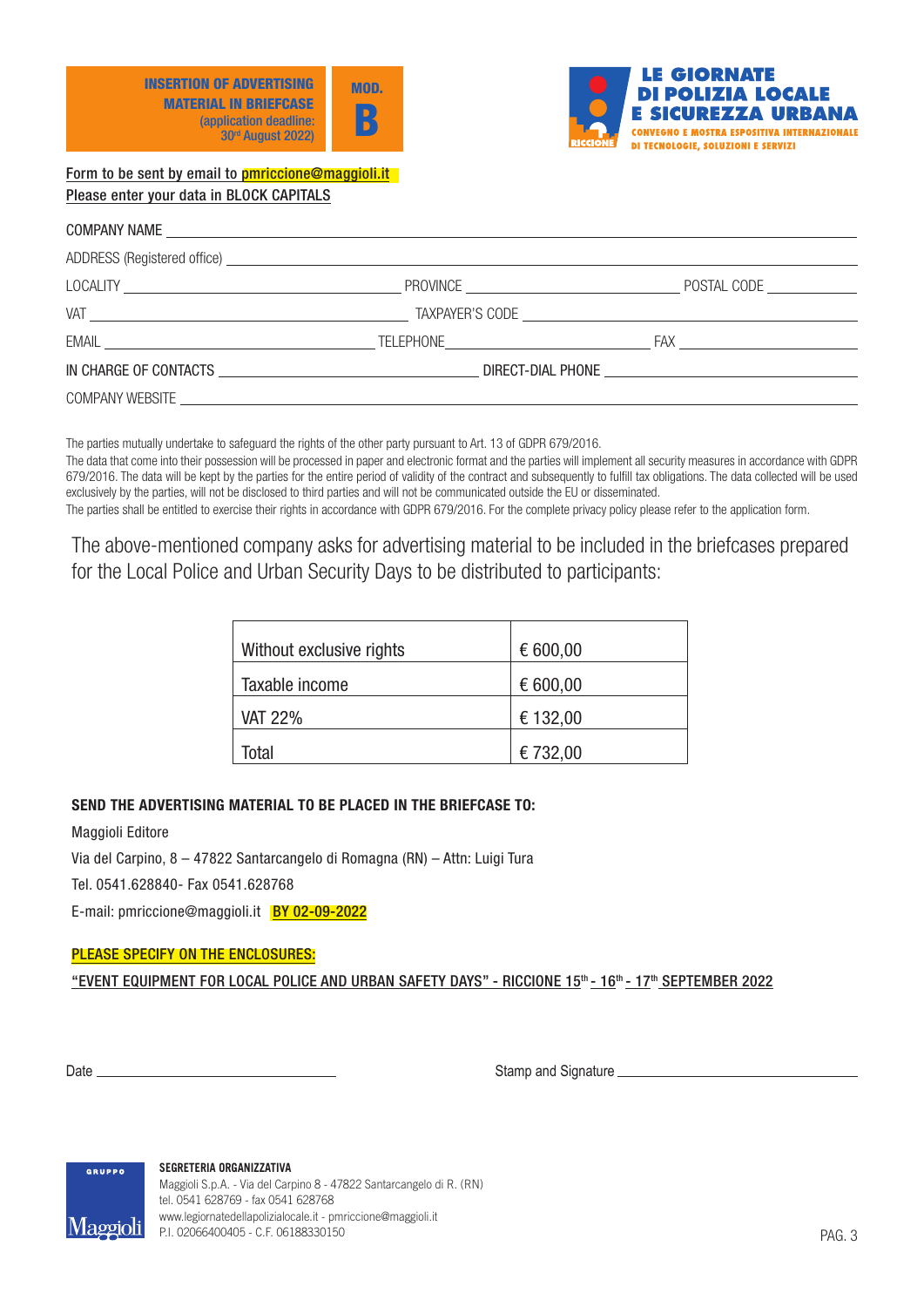**INSERTION OF ADVERTISING MATERIAL IN BRIEFCASE**
(application deadline: 30th August 2022)

**MOD. B**

**LE GIORNATE DI POLIZIA LOCALE E SICUREZZA URBANA**
CONVEGNO E MOSTRA ESPOSITIVA INTERNAZIONALE DI TECNOLOGIE, SOLUZIONI E SERVIZI
RICCIONE

Form to be sent by email to pmriccione@maggioli.it
Please enter your data in BLOCK CAPITALS

COMPANY NAME ______________________________

ADDRESS (Registered office) ______________________________

LOCALITY ______________ PROVINCE ______________ POSTAL CODE ______________

VAT ______________ TAXPAYER'S CODE ______________

EMAIL ______________ TELEPHONE ______________ FAX ______________

IN CHARGE OF CONTACTS ______________ DIRECT-DIAL PHONE ______________

COMPANY WEBSITE ______________________________

The parties mutually undertake to safeguard the rights of the other party pursuant to Art. 13 of GDPR 679/2016.
The data that come into their possession will be processed in paper and electronic format and the parties will implement all security measures in accordance with GDPR 679/2016. The data will be kept by the parties for the entire period of validity of the contract and subsequently to fulfill tax obligations. The data collected will be used exclusively by the parties, will not be disclosed to third parties and will not be communicated outside the EU or disseminated.
The parties shall be entitled to exercise their rights in accordance with GDPR 679/2016. For the complete privacy policy please refer to the application form.

The above-mentioned company asks for advertising material to be included in the briefcases prepared for the Local Police and Urban Security Days to be distributed to participants:

| Without exclusive rights | € 600,00 |
|---|---|
| Taxable income | € 600,00 |
| VAT 22% | € 132,00 |
| Total | € 732,00 |

**SEND THE ADVERTISING MATERIAL TO BE PLACED IN THE BRIEFCASE TO:**

Maggioli Editore
Via del Carpino, 8 – 47822 Santarcangelo di Romagna (RN) – Attn: Luigi Tura
Tel. 0541.628840- Fax 0541.628768
E-mail: pmriccione@maggioli.it **BY 02-09-2022**

**PLEASE SPECIFY ON THE ENCLOSURES:**

**"EVENT EQUIPMENT FOR LOCAL POLICE AND URBAN SAFETY DAYS" - RICCIONE 15th - 16th - 17th SEPTEMBER 2022**

Date ______________ Stamp and Signature ______________

GRUPPO Maggioli

**SEGRETERIA ORGANIZZATIVA**
Maggioli S.p.A. - Via del Carpino 8 - 47822 Santarcangelo di R. (RN)
tel. 0541 628769 - fax 0541 628768
www.legiornatedellapolizialocale.it - pmriccione@maggioli.it
P.I. 02066400405 - C.F. 06188330150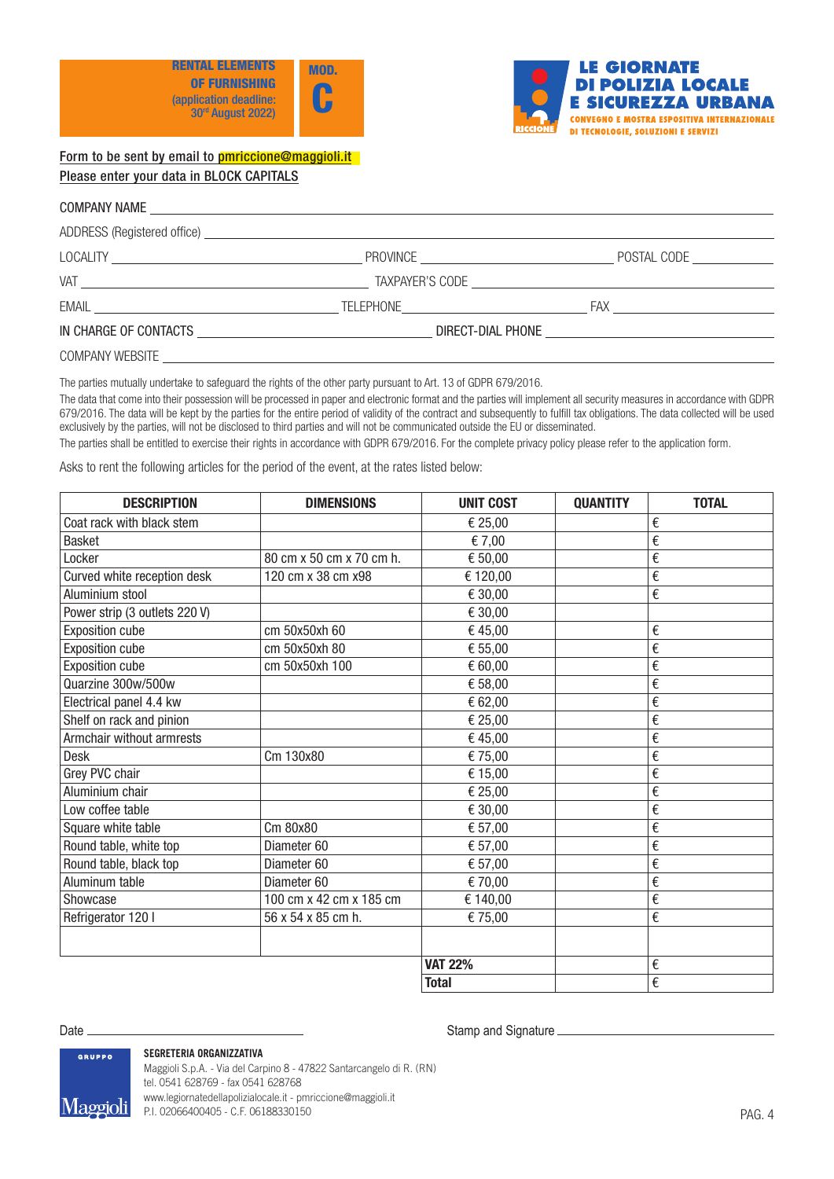**RENTAL ELEMENTS OF FURNISHING**
**(application deadline: 30[rd] August 2022)**

**MOD. C**

**LE GIORNATE DI POLIZIA LOCALE E SICUREZZA URBANA**
CONVEGNO E MOSTRA ESPOSITIVA INTERNAZIONALE DI TECNOLOGIE, SOLUZIONI E SERVIZI

Form to be sent by email to pmriccione@maggioli.it
Please enter your data in BLOCK CAPITALS

COMPANY NAME ______________________

ADDRESS (Registered office) ______________________

LOCALITY ______________ PROVINCE ______________ POSTAL CODE ______________

VAT ______________ TAXPAYER'S CODE ______________

EMAIL ______________ TELEPHONE ______________ FAX ______________

IN CHARGE OF CONTACTS ______________ DIRECT-DIAL PHONE ______________

COMPANY WEBSITE ______________________

The parties mutually undertake to safeguard the rights of the other party pursuant to Art. 13 of GDPR 679/2016.

The data that come into their possession will be processed in paper and electronic format and the parties will implement all security measures in accordance with GDPR 679/2016. The data will be kept by the parties for the entire period of validity of the contract and subsequently to fulfill tax obligations. The data collected will be used exclusively by the parties, will not be disclosed to third parties and will not be communicated outside the EU or disseminated.

The parties shall be entitled to exercise their rights in accordance with GDPR 679/2016. For the complete privacy policy please refer to the application form.

Asks to rent the following articles for the period of the event, at the rates listed below:

| DESCRIPTION | DIMENSIONS | UNIT COST | QUANTITY | TOTAL |
|---|---|---|---|---|
| Coat rack with black stem | | € 25,00 | | € |
| Basket | | € 7,00 | | € |
| Locker | 80 cm x 50 cm x 70 cm h. | € 50,00 | | € |
| Curved white reception desk | 120 cm x 38 cm x98 | € 120,00 | | € |
| Aluminium stool | | € 30,00 | | € |
| Power strip (3 outlets 220 V) | | € 30,00 | | |
| Exposition cube | cm 50x50xh 60 | € 45,00 | | € |
| Exposition cube | cm 50x50xh 80 | € 55,00 | | € |
| Exposition cube | cm 50x50xh 100 | € 60,00 | | € |
| Quarzine 300w/500w | | € 58,00 | | € |
| Electrical panel 4.4 kw | | € 62,00 | | € |
| Shelf on rack and pinion | | € 25,00 | | € |
| Armchair without armrests | | € 45,00 | | € |
| Desk | Cm 130x80 | € 75,00 | | € |
| Grey PVC chair | | € 15,00 | | € |
| Aluminium chair | | € 25,00 | | € |
| Low coffee table | | € 30,00 | | € |
| Square white table | Cm 80x80 | € 57,00 | | € |
| Round table, white top | Diameter 60 | € 57,00 | | € |
| Round table, black top | Diameter 60 | € 57,00 | | € |
| Aluminum table | Diameter 60 | € 70,00 | | € |
| Showcase | 100 cm x 42 cm x 185 cm | € 140,00 | | € |
| Refrigerator 120 l | 56 x 54 x 85 cm h. | € 75,00 | | € |
| | | | | |
| | | **VAT 22%** | | € |
| | | **Total** | | € |

Date ______________ Stamp and Signature ______________

**SEGRETERIA ORGANIZZATIVA**
Maggioli S.p.A. - Via del Carpino 8 - 47822 Santarcangelo di R. (RN)
tel. 0541 628769 - fax 0541 628768
www.legiornatedellapolizialocale.it - pmriccione@maggioli.it
P.I. 02066400405 - C.F. 06188330150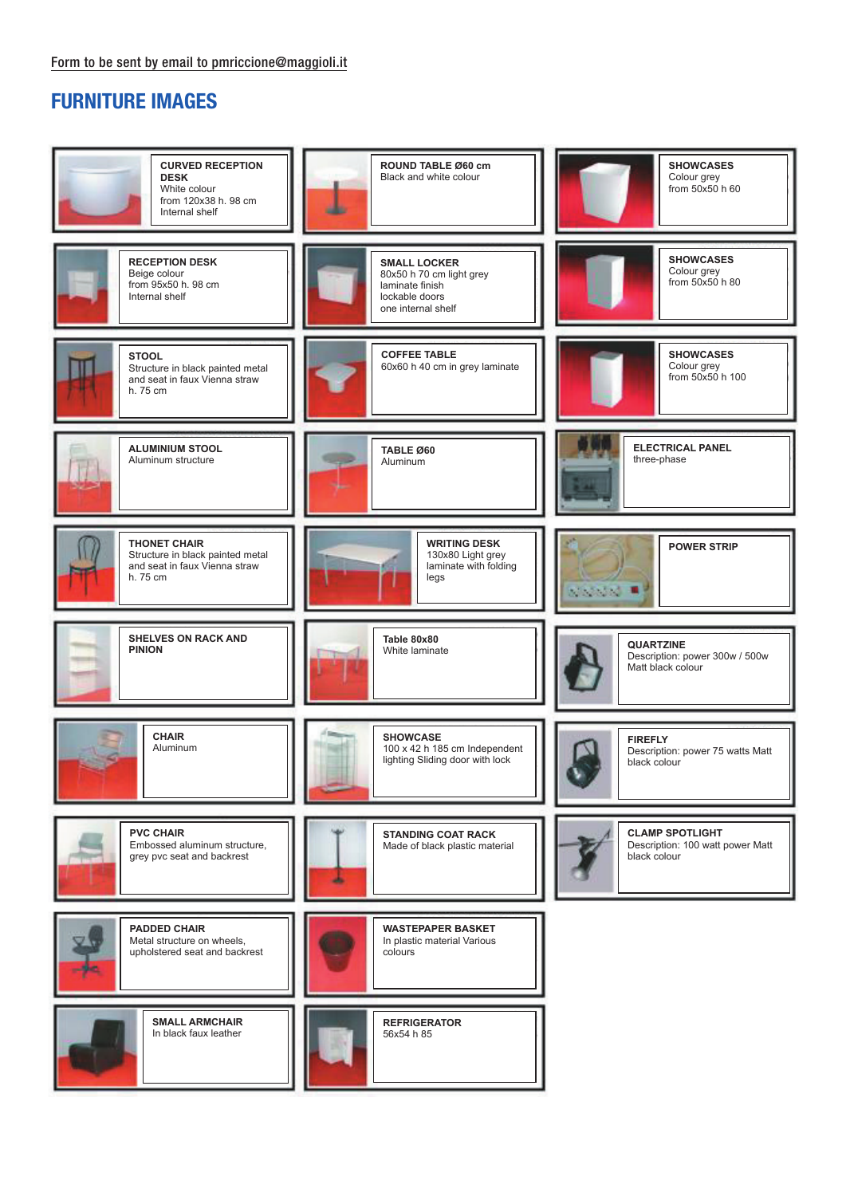Form to be sent by email to pmriccione@maggioli.it

# FURNITURE IMAGES

**CURVED RECEPTION DESK**
White colour
from 120x38 h. 98 cm
Internal shelf

**RECEPTION DESK**
Beige colour
from 95x50 h. 98 cm
Internal shelf

**STOOL**
Structure in black painted metal and seat in faux Vienna straw
h. 75 cm

**ALUMINIUM STOOL**
Aluminum structure

**THONET CHAIR**
Structure in black painted metal and seat in faux Vienna straw
h. 75 cm

**SHELVES ON RACK AND PINION**

**CHAIR**
Aluminum

**PVC CHAIR**
Embossed aluminum structure, grey pvc seat and backrest

**PADDED CHAIR**
Metal structure on wheels, upholstered seat and backrest

**SMALL ARMCHAIR**
In black faux leather

**ROUND TABLE Ø60 cm**
Black and white colour

**SMALL LOCKER**
80x50 h 70 cm light grey laminate finish
lockable doors
one internal shelf

**COFFEE TABLE**
60x60 h 40 cm in grey laminate

**TABLE Ø60**
Aluminum

**WRITING DESK**
130x80 Light grey laminate with folding legs

**Table 80x80**
White laminate

**SHOWCASE**
100 x 42 h 185 cm Independent lighting Sliding door with lock

**STANDING COAT RACK**
Made of black plastic material

**WASTEPAPER BASKET**
In plastic material Various colours

**REFRIGERATOR**
56x54 h 85

**SHOWCASES**
Colour grey
from 50x50 h 60

**SHOWCASES**
Colour grey
from 50x50 h 80

**SHOWCASES**
Colour grey
from 50x50 h 100

**ELECTRICAL PANEL**
three-phase

**POWER STRIP**

**QUARTZINE**
Description: power 300w / 500w
Matt black colour

**FIREFLY**
Description: power 75 watts Matt black colour

**CLAMP SPOTLIGHT**
Description: 100 watt power Matt black colour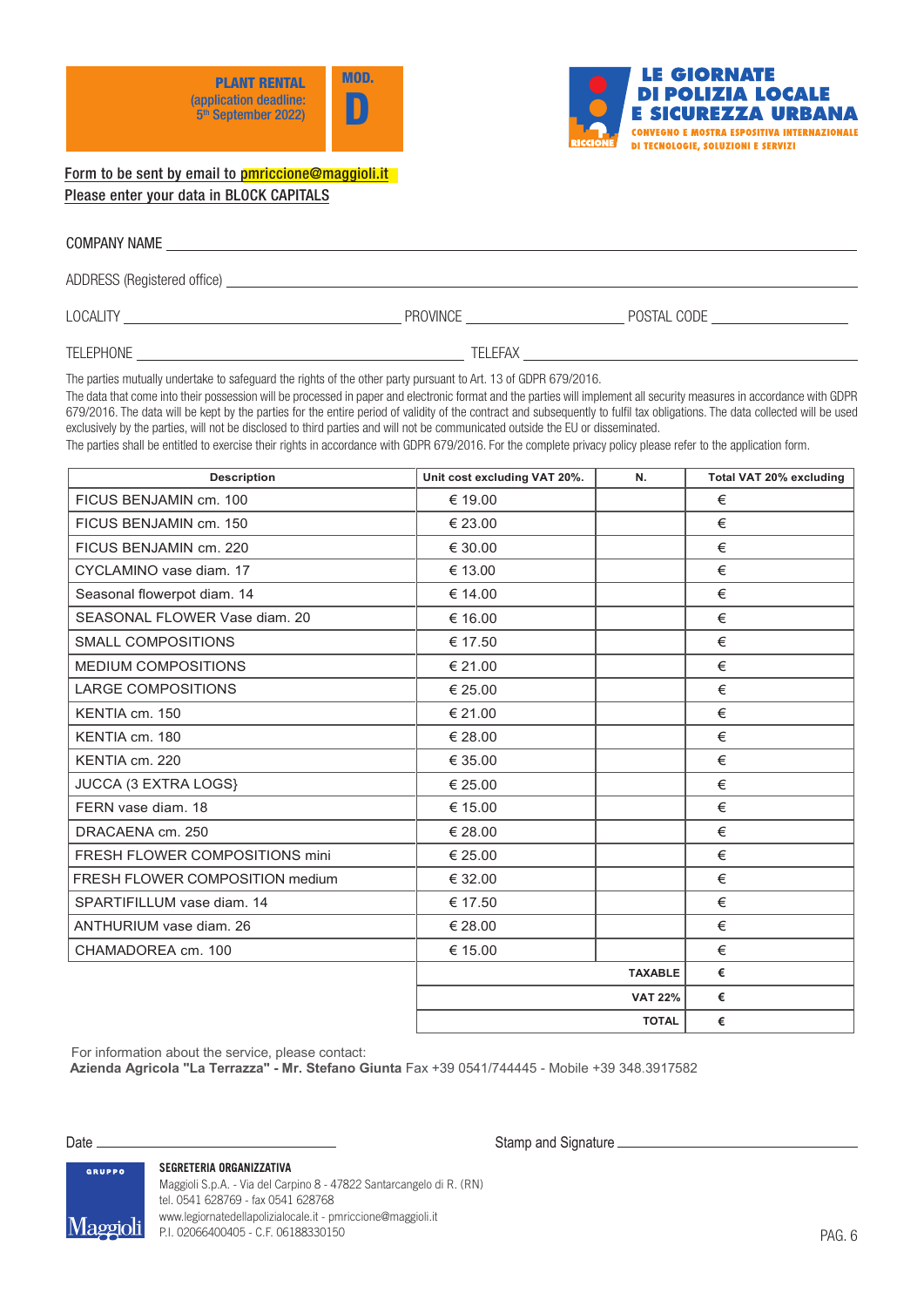**PLANT RENTAL** (application deadline: 5th September 2022)

**MOD. D**

**LE GIORNATE DI POLIZIA LOCALE E SICUREZZA URBANA**
CONVEGNO E MOSTRA ESPOSITIVA INTERNAZIONALE DI TECNOLOGIE, SOLUZIONI E SERVIZI
RICCIONE

Form to be sent by email to pmriccione@maggioli.it
Please enter your data in BLOCK CAPITALS

COMPANY NAME ______________________________

ADDRESS (Registered office) ______________________________

LOCALITY ______________ PROVINCE ______________ POSTAL CODE ______________

TELEPHONE ______________ TELEFAX ______________

The parties mutually undertake to safeguard the rights of the other party pursuant to Art. 13 of GDPR 679/2016.
The data that come into their possession will be processed in paper and electronic format and the parties will implement all security measures in accordance with GDPR 679/2016. The data will be kept by the parties for the entire period of validity of the contract and subsequently to fulfil tax obligations. The data collected will be used exclusively by the parties, will not be disclosed to third parties and will not be communicated outside the EU or disseminated.
The parties shall be entitled to exercise their rights in accordance with GDPR 679/2016. For the complete privacy policy please refer to the application form.

| Description | Unit cost excluding VAT 20%. | N. | Total VAT 20% excluding |
|---|---|---|---|
| FICUS BENJAMIN cm. 100 | € 19.00 | | € |
| FICUS BENJAMIN cm. 150 | € 23.00 | | € |
| FICUS BENJAMIN cm. 220 | € 30.00 | | € |
| CYCLAMINO vase diam. 17 | € 13.00 | | € |
| Seasonal flowerpot diam. 14 | € 14.00 | | € |
| SEASONAL FLOWER Vase diam. 20 | € 16.00 | | € |
| SMALL COMPOSITIONS | € 17.50 | | € |
| MEDIUM COMPOSITIONS | € 21.00 | | € |
| LARGE COMPOSITIONS | € 25.00 | | € |
| KENTIA cm. 150 | € 21.00 | | € |
| KENTIA cm. 180 | € 28.00 | | € |
| KENTIA cm. 220 | € 35.00 | | € |
| JUCCA (3 EXTRA LOGS} | € 25.00 | | € |
| FERN vase diam. 18 | € 15.00 | | € |
| DRACAENA cm. 250 | € 28.00 | | € |
| FRESH FLOWER COMPOSITIONS mini | € 25.00 | | € |
| FRESH FLOWER COMPOSITION medium | € 32.00 | | € |
| SPARTIFILLUM vase diam. 14 | € 17.50 | | € |
| ANTHURIUM vase diam. 26 | € 28.00 | | € |
| CHAMADOREA cm. 100 | € 15.00 | | € |
| | | **TAXABLE** | **€** |
| | | **VAT 22%** | **€** |
| | | **TOTAL** | **€** |

For information about the service, please contact:
**Azienda Agricola "La Terrazza" - Mr. Stefano Giunta** Fax +39 0541/744445 - Mobile +39 348.3917582

Date ______________ Stamp and Signature ______________

GRUPPO Maggioli

**SEGRETERIA ORGANIZZATIVA**
Maggioli S.p.A. - Via del Carpino 8 - 47822 Santarcangelo di R. (RN)
tel. 0541 628769 - fax 0541 628768
www.legiornatedellapolizialocale.it - pmriccione@maggioli.it
P.I. 02066400405 - C.F. 06188330150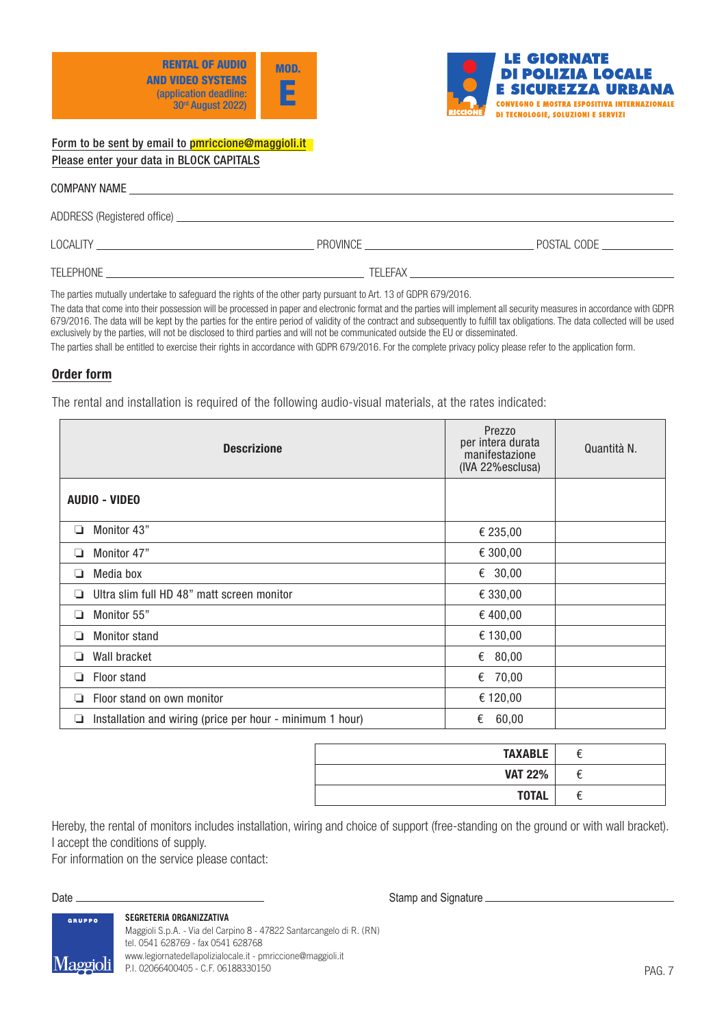**RENTAL OF AUDIO AND VIDEO SYSTEMS**
**(application deadline: 30rd August 2022)**

**MOD. E**

**LE GIORNATE DI POLIZIA LOCALE E SICUREZZA URBANA**
CONVEGNO E MOSTRA ESPOSITIVA INTERNAZIONALE DI TECNOLOGIE, SOLUZIONI E SERVIZI

Form to be sent by email to pmriccione@maggioli.it
Please enter your data in BLOCK CAPITALS

COMPANY NAME ______________________________

ADDRESS (Registered office) ______________________________

LOCALITY ______________ PROVINCE ______________ POSTAL CODE ______________

TELEPHONE ______________ TELEFAX ______________

The parties mutually undertake to safeguard the rights of the other party pursuant to Art. 13 of GDPR 679/2016.

The data that come into their possession will be processed in paper and electronic format and the parties will implement all security measures in accordance with GDPR 679/2016. The data will be kept by the parties for the entire period of validity of the contract and subsequently to fulfill tax obligations. The data collected will be used exclusively by the parties, will not be disclosed to third parties and will not be communicated outside the EU or disseminated.

The parties shall be entitled to exercise their rights in accordance with GDPR 679/2016. For the complete privacy policy please refer to the application form.

## Order form

The rental and installation is required of the following audio-visual materials, at the rates indicated:

| Descrizione | Prezzo per intera durata manifestazione (IVA 22%esclusa) | Quantità N. |
|---|---|---|
| **AUDIO - VIDEO** | | |
| ❏ Monitor 43” | € 235,00 | |
| ❏ Monitor 47” | € 300,00 | |
| ❏ Media box | € 30,00 | |
| ❏ Ultra slim full HD 48” matt screen monitor | € 330,00 | |
| ❏ Monitor 55” | € 400,00 | |
| ❏ Monitor stand | € 130,00 | |
| ❏ Wall bracket | € 80,00 | |
| ❏ Floor stand | € 70,00 | |
| ❏ Floor stand on own monitor | € 120,00 | |
| ❏ Installation and wiring (price per hour - minimum 1 hour) | € 60,00 | |

| | |
|---|---|
| **TAXABLE** | € |
| **VAT 22%** | € |
| **TOTAL** | € |

Hereby, the rental of monitors includes installation, wiring and choice of support (free-standing on the ground or with wall bracket).
I accept the conditions of supply.
For information on the service please contact:

Date ______________ Stamp and Signature ______________

**SEGRETERIA ORGANIZZATIVA**
Maggioli S.p.A. - Via del Carpino 8 - 47822 Santarcangelo di R. (RN)
tel. 0541 628769 - fax 0541 628768
www.legiornatedellapolizialocale.it - pmriccione@maggioli.it
P.I. 02066400405 - C.F. 06188330150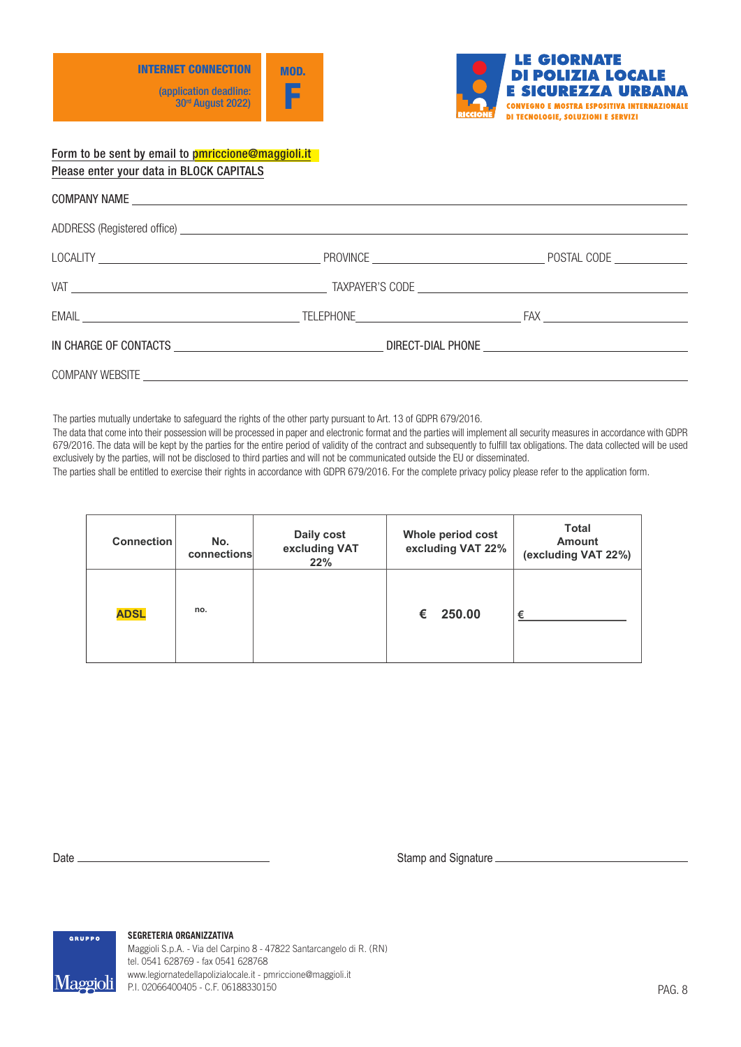**INTERNET CONNECTION**

(application deadline: 30rd August 2022)

**MOD. F**

**LE GIORNATE DI POLIZIA LOCALE E SICUREZZA URBANA**

CONVEGNO E MOSTRA ESPOSITIVA INTERNAZIONALE DI TECNOLOGIE, SOLUZIONI E SERVIZI

RICCIONE

Form to be sent by email to pmriccione@maggioli.it
Please enter your data in BLOCK CAPITALS

COMPANY NAME ______________________________

ADDRESS (Registered office) ______________________________

LOCALITY ______________ PROVINCE ______________ POSTAL CODE ______________

VAT ______________ TAXPAYER'S CODE ______________

EMAIL ______________ TELEPHONE ______________ FAX ______________

IN CHARGE OF CONTACTS ______________ DIRECT-DIAL PHONE ______________

COMPANY WEBSITE ______________________________

The parties mutually undertake to safeguard the rights of the other party pursuant to Art. 13 of GDPR 679/2016.
The data that come into their possession will be processed in paper and electronic format and the parties will implement all security measures in accordance with GDPR 679/2016. The data will be kept by the parties for the entire period of validity of the contract and subsequently to fulfill tax obligations. The data collected will be used exclusively by the parties, will not be disclosed to third parties and will not be communicated outside the EU or disseminated.
The parties shall be entitled to exercise their rights in accordance with GDPR 679/2016. For the complete privacy policy please refer to the application form.

| Connection | No. connections | Daily cost excluding VAT 22% | Whole period cost excluding VAT 22% | Total Amount (excluding VAT 22%) |
|---|---|---|---|---|
| **ADSL** | no. | | € 250.00 | € ____________ |

Date ______________________ Stamp and Signature ______________________

**SEGRETERIA ORGANIZZATIVA**
Maggioli S.p.A. - Via del Carpino 8 - 47822 Santarcangelo di R. (RN)
tel. 0541 628769 - fax 0541 628768
www.legiornatedellapolizialocale.it - pmriccione@maggioli.it
P.I. 02066400405 - C.F. 06188330150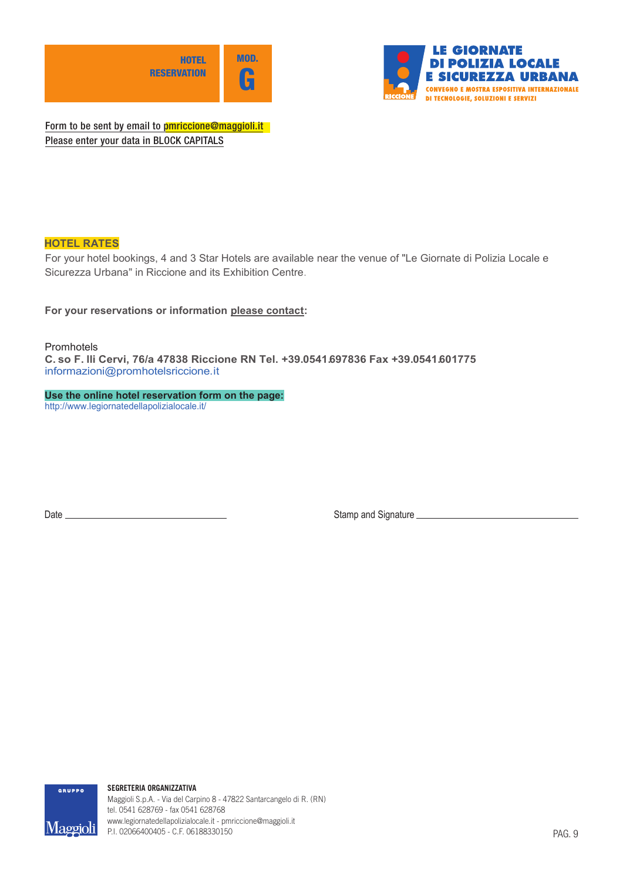**HOTEL RESERVATION** | **MOD. G**

**LE GIORNATE DI POLIZIA LOCALE E SICUREZZA URBANA**
CONVEGNO E MOSTRA ESPOSITIVA INTERNAZIONALE DI TECNOLOGIE, SOLUZIONI E SERVIZI

Form to be sent by email to pmriccione@maggioli.it
Please enter your data in BLOCK CAPITALS

## HOTEL RATES

For your hotel bookings, 4 and 3 Star Hotels are available near the venue of "Le Giornate di Polizia Locale e Sicurezza Urbana" in Riccione and its Exhibition Centre.

**For your reservations or information please contact:**

Promhotels
**C. so F. lli Cervi, 76/a 47838 Riccione RN Tel. +39.0541.697836 Fax +39.0541.601775**
informazioni@promhotelsriccione.it

**Use the online hotel reservation form on the page:**
http://www.legiornatedellapolizialocale.it/

Date ______________________________ Stamp and Signature ______________________________

**SEGRETERIA ORGANIZZATIVA**
Maggioli S.p.A. - Via del Carpino 8 - 47822 Santarcangelo di R. (RN)
tel. 0541 628769 - fax 0541 628768
www.legiornatedellapolizialocale.it - pmriccione@maggioli.it
P.I. 02066400405 - C.F. 06188330150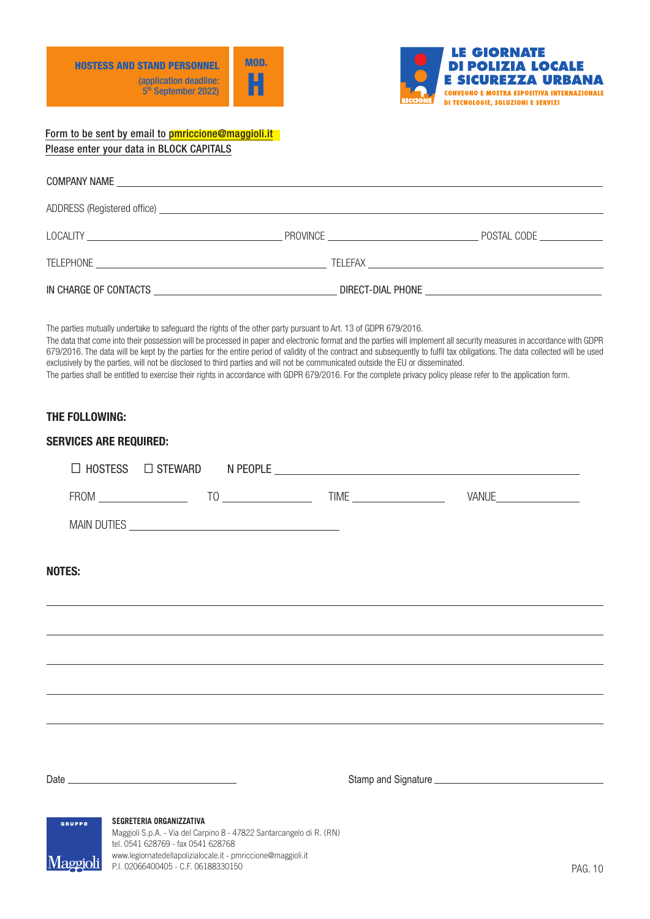**HOSTESS AND STAND PERSONNEL**
(application deadline: 5th September 2022)

**MOD. H**

**LE GIORNATE DI POLIZIA LOCALE E SICUREZZA URBANA**
CONVEGNO E MOSTRA ESPOSITIVA INTERNAZIONALE DI TECNOLOGIE, SOLUZIONI E SERVIZI
RICCIONE

Form to be sent by email to pmriccione@maggioli.it
Please enter your data in BLOCK CAPITALS

COMPANY NAME ______________________________

ADDRESS (Registered office) ______________________________

LOCALITY ______________ PROVINCE ______________ POSTAL CODE ______________

TELEPHONE ______________ TELEFAX ______________

IN CHARGE OF CONTACTS ______________ DIRECT-DIAL PHONE ______________

The parties mutually undertake to safeguard the rights of the other party pursuant to Art. 13 of GDPR 679/2016.
The data that come into their possession will be processed in paper and electronic format and the parties will implement all security measures in accordance with GDPR 679/2016. The data will be kept by the parties for the entire period of validity of the contract and subsequently to fulfil tax obligations. The data collected will be used exclusively by the parties, will not be disclosed to third parties and will not be communicated outside the EU or disseminated.
The parties shall be entitled to exercise their rights in accordance with GDPR 679/2016. For the complete privacy policy please refer to the application form.

**THE FOLLOWING:**

**SERVICES ARE REQUIRED:**

☐ HOSTESS ☐ STEWARD N PEOPLE ______________

FROM ______________ TO ______________ TIME ______________ VANUE ______________

MAIN DUTIES ______________

**NOTES:**

______________________________

______________________________

______________________________

______________________________

______________________________

Date ______________ Stamp and Signature ______________

GRUPPO Maggioli

**SEGRETERIA ORGANIZZATIVA**
Maggioli S.p.A. - Via del Carpino 8 - 47822 Santarcangelo di R. (RN)
tel. 0541 628769 - fax 0541 628768
www.legiornatedellapolizialocale.it - pmriccione@maggioli.it
P.I. 02066400405 - C.F. 06188330150